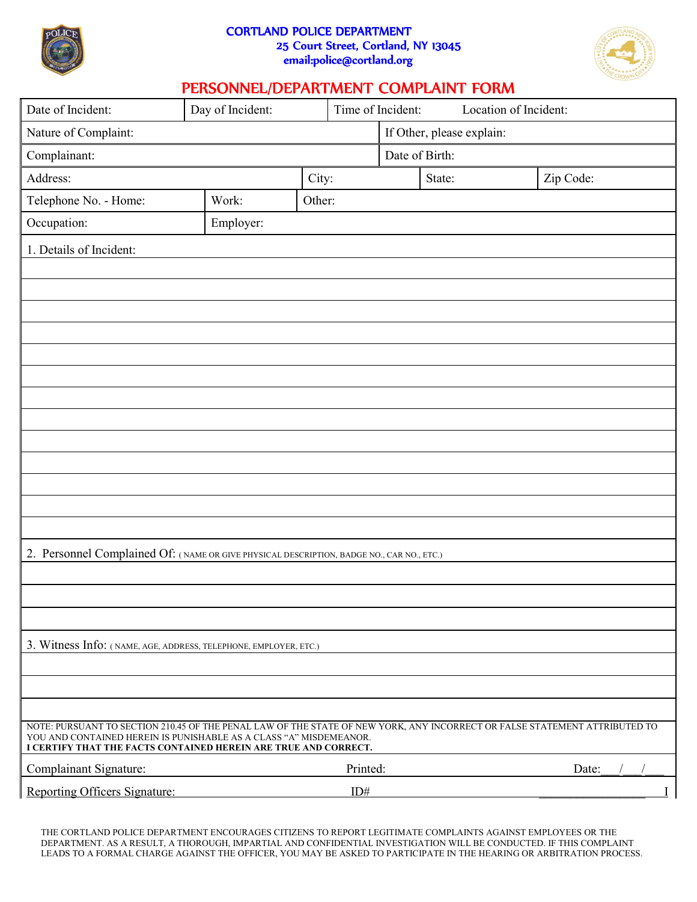# CORTLAND POLICE DEPARTMENT

25 Court Street, Cortland, NY 13045
email:police@cortland.org

## PERSONNEL/DEPARTMENT COMPLAINT FORM

| Date of Incident: | Day of Incident: | Time of Incident: | Location of Incident: |
|---|---|---|---|

| Nature of Complaint: | If Other, please explain: |
|---|---|
| Complainant: | Date of Birth: |

| Address: | City: | State: | Zip Code: |
|---|---|---|---|

| Telephone No. - Home: | Work: | Other: |
|---|---|---|
| Occupation: | Employer: | |

1. Details of Incident:

2. Personnel Complained Of: ( NAME OR GIVE PHYSICAL DESCRIPTION, BADGE NO., CAR NO., ETC.)

3. Witness Info: ( NAME, AGE, ADDRESS, TELEPHONE, EMPLOYER, ETC.)

NOTE: PURSUANT TO SECTION 210.45 OF THE PENAL LAW OF THE STATE OF NEW YORK, ANY INCORRECT OR FALSE STATEMENT ATTRIBUTED TO YOU AND CONTAINED HEREIN IS PUNISHABLE AS A CLASS "A" MISDEMEANOR.
**I CERTIFY THAT THE FACTS CONTAINED HEREIN ARE TRUE AND CORRECT.**

| Complainant Signature: | Printed: | Date:\_\_\_/\_\_\_/\_\_\_ |
|---|---|---|
| Reporting Officers Signature: | ID# | |

THE CORTLAND POLICE DEPARTMENT ENCOURAGES CITIZENS TO REPORT LEGITIMATE COMPLAINTS AGAINST EMPLOYEES OR THE DEPARTMENT. AS A RESULT, A THOROUGH, IMPARTIAL AND CONFIDENTIAL INVESTIGATION WILL BE CONDUCTED. IF THIS COMPLAINT LEADS TO A FORMAL CHARGE AGAINST THE OFFICER, YOU MAY BE ASKED TO PARTICIPATE IN THE HEARING OR ARBITRATION PROCESS.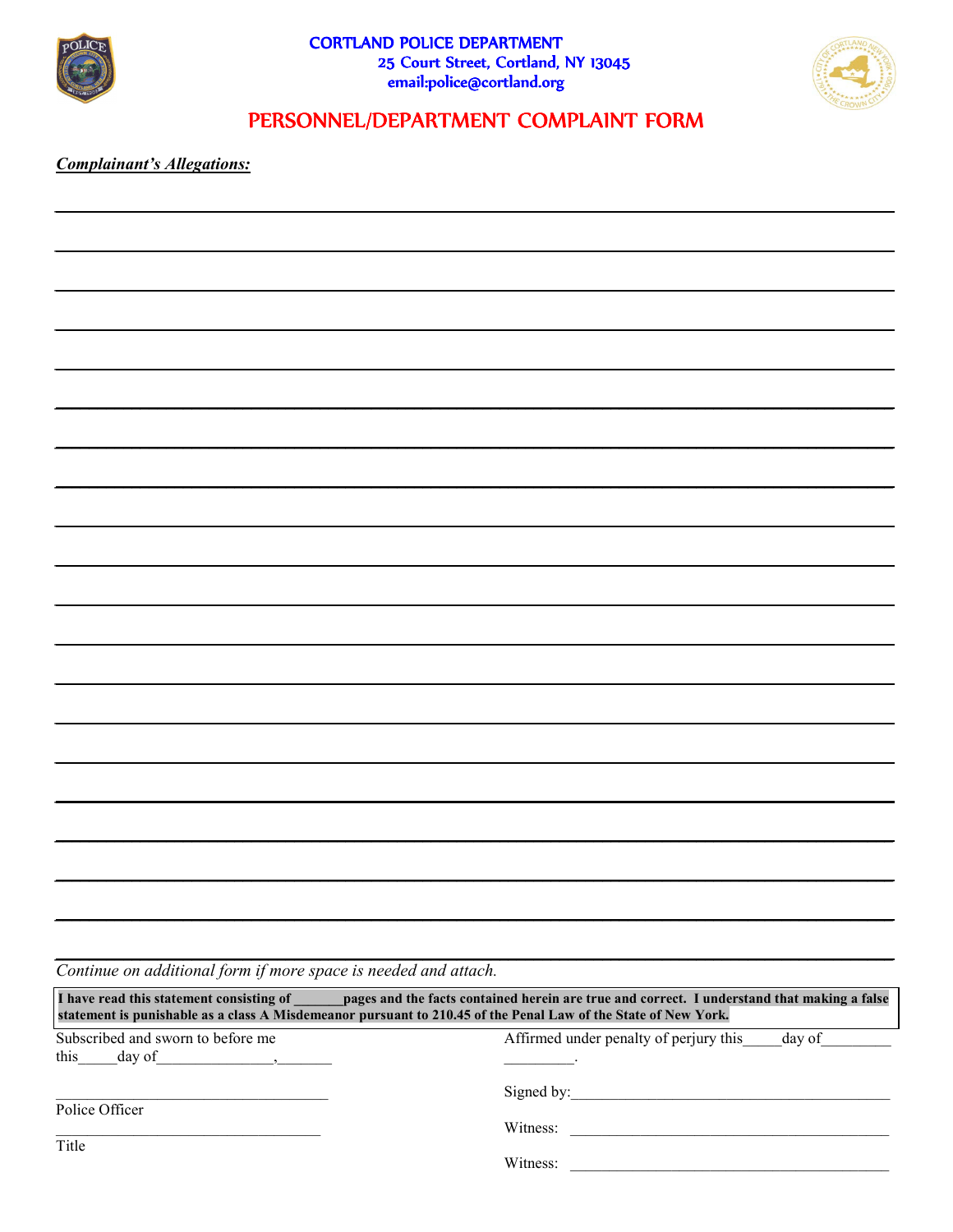CORTLAND POLICE DEPARTMENT
25 Court Street, Cortland, NY 13045
email:police@cortland.org

# PERSONNEL/DEPARTMENT COMPLAINT FORM

***Complainant's Allegations:***

______________________________________________________________________________

______________________________________________________________________________

______________________________________________________________________________

______________________________________________________________________________

______________________________________________________________________________

______________________________________________________________________________

______________________________________________________________________________

______________________________________________________________________________

______________________________________________________________________________

______________________________________________________________________________

______________________________________________________________________________

______________________________________________________________________________

______________________________________________________________________________

______________________________________________________________________________

______________________________________________________________________________

______________________________________________________________________________

______________________________________________________________________________

______________________________________________________________________________

______________________________________________________________________________

______________________________________________________________________________

*Continue on additional form if more space is needed and attach.*

**I have read this statement consisting of _______pages and the facts contained herein are true and correct. I understand that making a false statement is punishable as a class A Misdemeanor pursuant to 210.45 of the Penal Law of the State of New York.**

Subscribed and sworn to before me
this_____day of_______________,_______

__________________________________
Police Officer

__________________________________
Title

Affirmed under penalty of perjury this_____day of_________ _________.

Signed by:_________________________________________

Witness: _________________________________________

Witness: _________________________________________